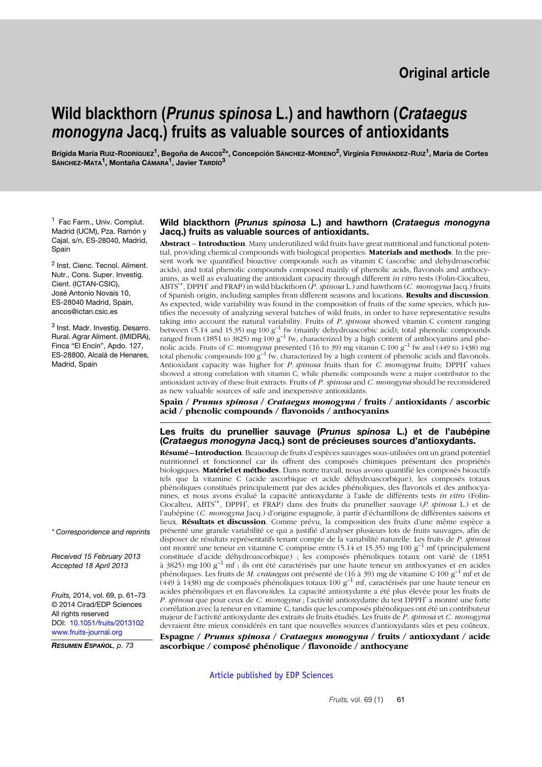Original article

# Wild blackthorn (*Prunus spinosa* L.) and hawthorn (*Crataegus monogyna* Jacq.) fruits as valuable sources of antioxidants

Brígida María Ruiz-Rodríguez[1], Begoña de Ancos[2]*, Concepción Sánchez-Moreno[2], Virginia Fernández-Ruiz[1], María de Cortes Sánchez-Mata[1], Montaña Cámara[1], Javier Tardío[3]

[1] Fac Farm., Univ. Complut. Madrid (UCM), Pza. Ramón y Cajal, s/n, ES-28040, Madrid, Spain

[2] Inst. Cienc. Tecnol. Aliment. Nutr., Cons. Super. Investig. Cient. (ICTAN-CSIC), José Antonio Novais 10, ES-28040 Madrid, Spain, ancos@ictan.csic.es

[3] Inst. Madr. Investig. Desarro. Rural. Agrar Aliment. (IMIDRA), Finca "El Encín", Apdo. 127, ES-28800, Alcalá de Henares, Madrid, Spain

\* Correspondence and reprints

Received 15 February 2013
Accepted 18 April 2013

Fruits, 2014, vol. 69, p. 61–73
© 2014 Cirad/EDP Sciences
All rights reserved
DOI: 10.1051/fruits/2013102
www.fruits-journal.org

*Resumen Español, p. 73*

## Wild blackthorn (*Prunus spinosa* L.) and hawthorn (*Crataegus monogyna* Jacq.) fruits as valuable sources of antioxidants.

**Abstract – Introduction**. Many underutilized wild fruits have great nutritional and functional potential, providing chemical compounds with biological properties. **Materials and methods**. In the present work we quantified bioactive compounds such as vitamin C (ascorbic and dehydroascorbic acids), and total phenolic compounds composed mainly of phenolic acids, flavonols and anthocyanins, as well as evaluating the antioxidant capacity through different *in vitro* tests (Folin-Ciocalteu, $ABTS^{\cdot+}$, $DPPH^{\cdot}$ and FRAP) in wild blackthorn (*P. spinosa* L.) and hawthorn (*C. monogyna* Jacq.) fruits of Spanish origin, including samples from different seasons and locations. **Results and discussion**. As expected, wide variability was found in the composition of fruits of the same species, which justifies the necessity of analyzing several batches of wild fruits, in order to have representative results taking into account the natural variability. Fruits of *P. spinosa* showed vitamin C content ranging between (5.14 and 15.35) $mg\cdot 100\ g^{-1}$ fw (mainly dehydroascorbic acid); total phenolic compounds ranged from (1851 to 3825) $mg\cdot 100\ g^{-1}$ fw, characterized by a high content of anthocyanins and phenolic acids. Fruits of *C. monogyna* presented (16 to 39) mg vitamin $C\cdot 100\ g^{-1}$ fw and (449 to 1438) mg total phenolic compounds$\cdot 100\ g^{-1}$ fw, characterized by a high content of phenolic acids and flavonols. Antioxidant capacity was higher for *P. spinosa* fruits than for *C. monogyna* fruits; $DPPH^{\cdot}$ values showed a strong correlation with vitamin C, while phenolic compounds were a major contributor to the antioxidant activity of these fruit extracts. Fruits of *P. spinosa* and *C. monogyna* should be reconsidered as new valuable sources of safe and inexpensive antioxidants.

**Spain / *Prunus spinosa* / *Crataegus monogyna* / fruits / antioxidants / ascorbic acid / phenolic compounds / flavonoids / anthocyanins**

## Les fruits du prunellier sauvage (*Prunus spinosa* L.) et de l'aubépine (*Crataegus monogyna* Jacq.) sont de précieuses sources d'antioxydants.

**Résumé – Introduction**. Beaucoup de fruits d'espèces sauvages sous-utilisées ont un grand potentiel nutritionnel et fonctionnel car ils offrent des composés chimiques présentant des propriétés biologiques. **Matériel et méthodes**. Dans notre travail, nous avons quantifié les composés bioactifs tels que la vitamine C (acide ascorbique et acide déhydroascorbique), les composés totaux phénoliques constitués principalement par des acides phénoliques, des flavonols et des anthocyanines, et nous avons évalué la capacité antioxydante à l'aide de différents tests *in vitro* (Folin-Ciocalteu, $ABTS^{\cdot+}$, $DPPH^{\cdot}$, et FRAP) dans les fruits du prunellier sauvage (*P. spinosa* L.) et de l'aubépine (*C. monogyna* Jacq.) d'origine espagnole, à partir d'échantillons de différentes saisons et lieux. **Résultats et discussion**. Comme prévu, la composition des fruits d'une même espèce a présenté une grande variabilité ce qui a justifié d'analyser plusieurs lots de fruits sauvages, afin de disposer de résultats représentatifs tenant compte de la variabilité naturelle. Les fruits de *P. spinosa* ont montré une teneur en vitamine C comprise entre (5.14 et 15.35) $mg\cdot 100\ g^{-1}$ mf (principalement constituée d'acide déhydroascorbique) ; les composés phénoliques totaux ont varié de (1851 à 3825) $mg\cdot 100\ g^{-1}$ mf ; ils ont été caractérisés par une haute teneur en anthocyanes et en acides phénoliques. Les fruits de *M. crataegus* ont présenté de (16 à 39) mg de vitamine $C\cdot 100\ g^{-1}$ mf et de (449 à 1438) mg de composés phénoliques totaux$\cdot 100\ g^{-1}$ mf, caractérisés par une haute teneur en acides phénoliques et en flavonoïdes. La capacité antioxydante a été plus élevée pour les fruits de *P. spinosa* que pour ceux de *C. monogyna* ; l'activité antioxydante du test $DPPH^{\cdot}$ a montré une forte corrélation avec la teneur en vitamine C, tandis que les composés phénoliques ont été un contributeur majeur de l'activité antioxydante des extraits de fruits étudiés. Les fruits de *P. spinosa* et *C. monogyna* devraient être mieux considérés en tant que nouvelles sources d'antioxydants sûrs et peu coûteux.

**Espagne / *Prunus spinosa* / *Crataegus monogyna* / fruits / antioxydant / acide ascorbique / composé phénolique / flavonoïde / anthocyane**

Article published by EDP Sciences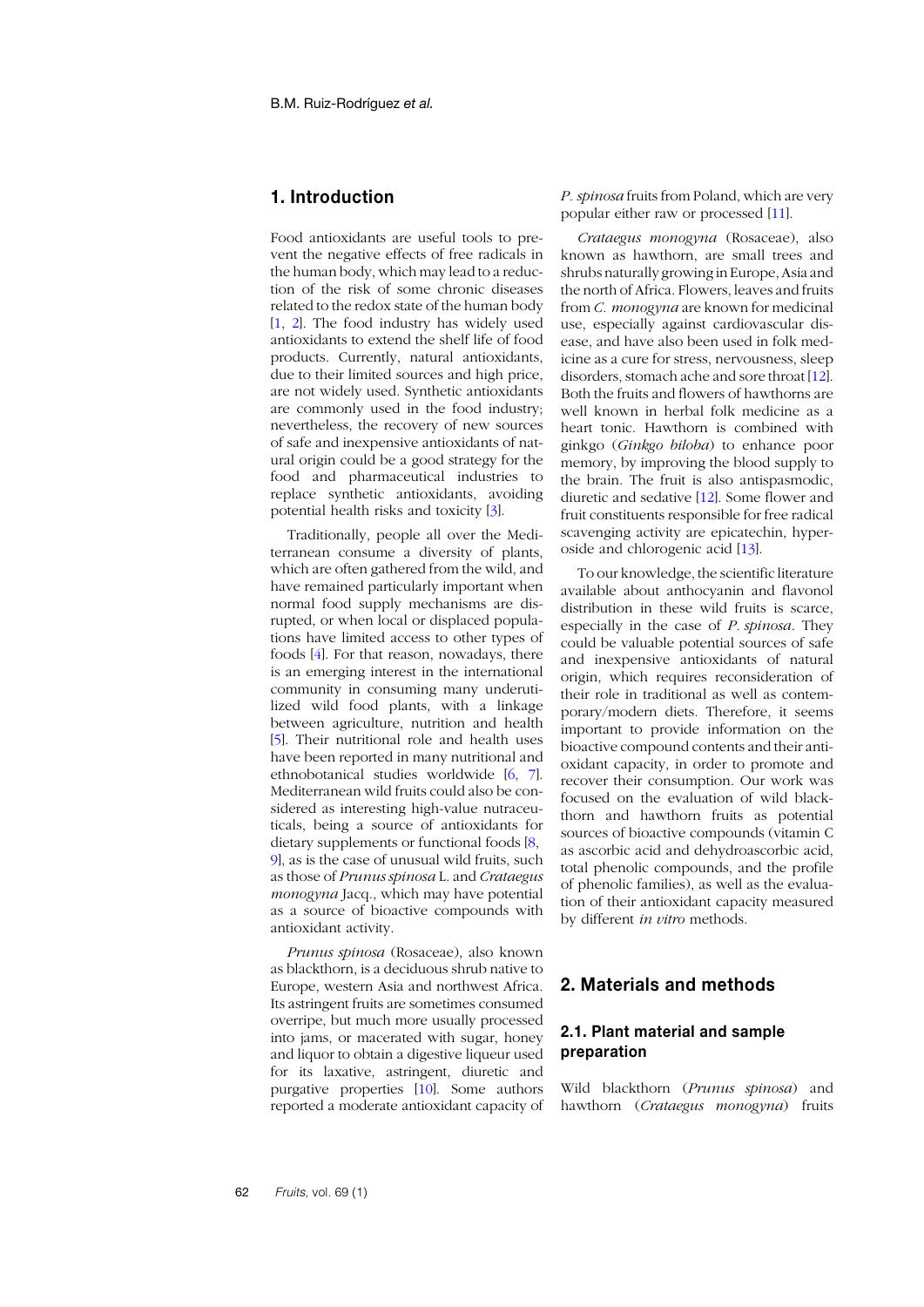## 1. Introduction

Food antioxidants are useful tools to prevent the negative effects of free radicals in the human body, which may lead to a reduction of the risk of some chronic diseases related to the redox state of the human body [1, 2]. The food industry has widely used antioxidants to extend the shelf life of food products. Currently, natural antioxidants, due to their limited sources and high price, are not widely used. Synthetic antioxidants are commonly used in the food industry; nevertheless, the recovery of new sources of safe and inexpensive antioxidants of natural origin could be a good strategy for the food and pharmaceutical industries to replace synthetic antioxidants, avoiding potential health risks and toxicity [3].

Traditionally, people all over the Mediterranean consume a diversity of plants, which are often gathered from the wild, and have remained particularly important when normal food supply mechanisms are disrupted, or when local or displaced populations have limited access to other types of foods [4]. For that reason, nowadays, there is an emerging interest in the international community in consuming many underutilized wild food plants, with a linkage between agriculture, nutrition and health [5]. Their nutritional role and health uses have been reported in many nutritional and ethnobotanical studies worldwide [6, 7]. Mediterranean wild fruits could also be considered as interesting high-value nutraceuticals, being a source of antioxidants for dietary supplements or functional foods [8, 9], as is the case of unusual wild fruits, such as those of *Prunus spinosa* L. and *Crataegus monogyna* Jacq., which may have potential as a source of bioactive compounds with antioxidant activity.

*Prunus spinosa* (Rosaceae), also known as blackthorn, is a deciduous shrub native to Europe, western Asia and northwest Africa. Its astringent fruits are sometimes consumed overripe, but much more usually processed into jams, or macerated with sugar, honey and liquor to obtain a digestive liqueur used for its laxative, astringent, diuretic and purgative properties [10]. Some authors reported a moderate antioxidant capacity of *P. spinosa* fruits from Poland, which are very popular either raw or processed [11].

*Crataegus monogyna* (Rosaceae), also known as hawthorn, are small trees and shrubs naturally growing in Europe, Asia and the north of Africa. Flowers, leaves and fruits from *C. monogyna* are known for medicinal use, especially against cardiovascular disease, and have also been used in folk medicine as a cure for stress, nervousness, sleep disorders, stomach ache and sore throat [12]. Both the fruits and flowers of hawthorns are well known in herbal folk medicine as a heart tonic. Hawthorn is combined with ginkgo (*Ginkgo biloba*) to enhance poor memory, by improving the blood supply to the brain. The fruit is also antispasmodic, diuretic and sedative [12]. Some flower and fruit constituents responsible for free radical scavenging activity are epicatechin, hyperoside and chlorogenic acid [13].

To our knowledge, the scientific literature available about anthocyanin and flavonol distribution in these wild fruits is scarce, especially in the case of *P. spinosa*. They could be valuable potential sources of safe and inexpensive antioxidants of natural origin, which requires reconsideration of their role in traditional as well as contemporary/modern diets. Therefore, it seems important to provide information on the bioactive compound contents and their antioxidant capacity, in order to promote and recover their consumption. Our work was focused on the evaluation of wild blackthorn and hawthorn fruits as potential sources of bioactive compounds (vitamin C as ascorbic acid and dehydroascorbic acid, total phenolic compounds, and the profile of phenolic families), as well as the evaluation of their antioxidant capacity measured by different *in vitro* methods.

## 2. Materials and methods

### 2.1. Plant material and sample preparation

Wild blackthorn (*Prunus spinosa*) and hawthorn (*Crataegus monogyna*) fruits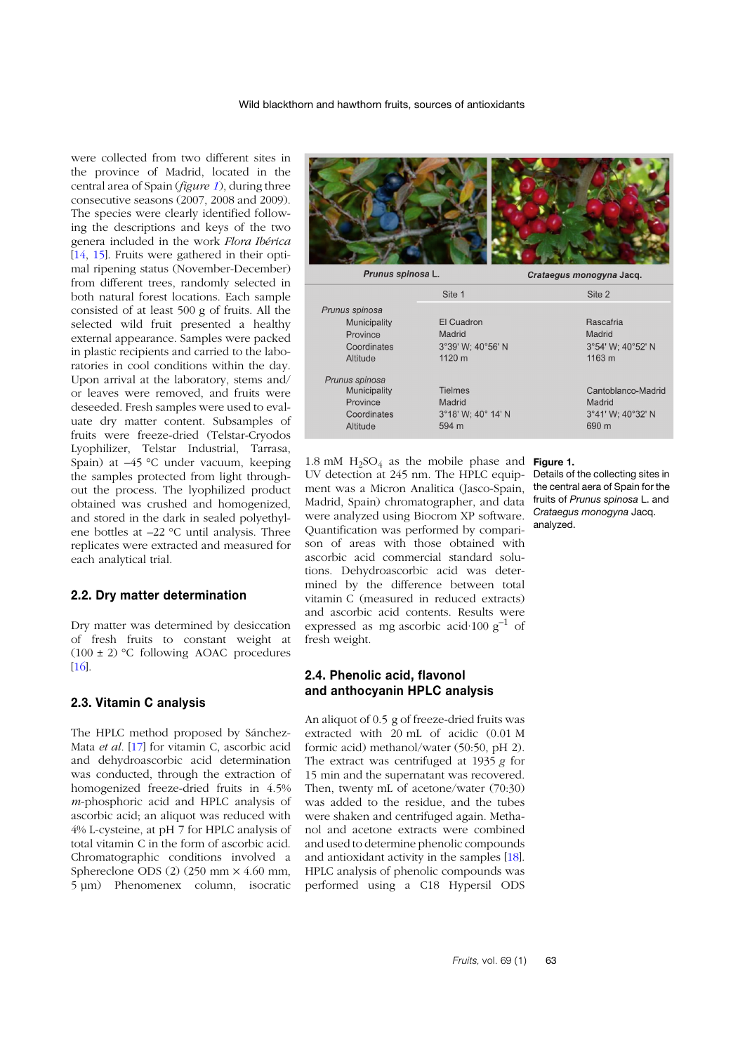were collected from two different sites in the province of Madrid, located in the central area of Spain (*figure 1*), during three consecutive seasons (2007, 2008 and 2009). The species were clearly identified following the descriptions and keys of the two genera included in the work *Flora Ibérica* [14, 15]. Fruits were gathered in their optimal ripening status (November-December) from different trees, randomly selected in both natural forest locations. Each sample consisted of at least 500 g of fruits. All the selected wild fruit presented a healthy external appearance. Samples were packed in plastic recipients and carried to the laboratories in cool conditions within the day. Upon arrival at the laboratory, stems and/or leaves were removed, and fruits were deseeded. Fresh samples were used to evaluate dry matter content. Subsamples of fruits were freeze-dried (Telstar-Cryodos Lyophilizer, Telstar Industrial, Tarrasa, Spain) at –45 °C under vacuum, keeping the samples protected from light throughout the process. The lyophilized product obtained was crushed and homogenized, and stored in the dark in sealed polyethylene bottles at –22 °C until analysis. Three replicates were extracted and measured for each analytical trial.

**Prunus spinosa L.** | **Crataegus monogyna Jacq.**

| | Site 1 | Site 2 |
|---|---|---|
| *Prunus spinosa* | | |
| Municipality | El Cuadron | Rascafria |
| Province | Madrid | Madrid |
| Coordinates | 3°39' W; 40°56' N | 3°54' W; 40°52' N |
| Altitude | 1120 m | 1163 m |
| *Prunus spinosa* | | |
| Municipality | Tielmes | Cantoblanco-Madrid |
| Province | Madrid | Madrid |
| Coordinates | 3°18' W; 40° 14' N | 3°41' W; 40°32' N |
| Altitude | 594 m | 690 m |

**Figure 1.**
Details of the collecting sites in the central area of Spain for the fruits of *Prunus spinosa* L. and *Crataegus monogyna* Jacq. analyzed.

## 2.2. Dry matter determination

Dry matter was determined by desiccation of fresh fruits to constant weight at (100 ± 2) °C following AOAC procedures [16].

## 2.3. Vitamin C analysis

The HPLC method proposed by Sánchez-Mata *et al.* [17] for vitamin C, ascorbic acid and dehydroascorbic acid determination was conducted, through the extraction of homogenized freeze-dried fruits in 4.5% *m*-phosphoric acid and HPLC analysis of ascorbic acid; an aliquot was reduced with 4% L-cysteine, at pH 7 for HPLC analysis of total vitamin C in the form of ascorbic acid. Chromatographic conditions involved a Sphereclone ODS (2) (250 mm × 4.60 mm, 5 µm) Phenomenex column, isocratic 1.8 mM $H_2SO_4$ as the mobile phase and UV detection at 245 nm. The HPLC equipment was a Micron Analitica (Jasco-Spain, Madrid, Spain) chromatographer, and data were analyzed using Biocrom XP software. Quantification was performed by comparison of areas with those obtained with ascorbic acid commercial standard solutions. Dehydroascorbic acid was determined by the difference between total vitamin C (measured in reduced extracts) and ascorbic acid contents. Results were expressed as mg ascorbic acid·100 $g^{-1}$ of fresh weight.

## 2.4. Phenolic acid, flavonol and anthocyanin HPLC analysis

An aliquot of 0.5 g of freeze-dried fruits was extracted with 20 mL of acidic (0.01 M formic acid) methanol/water (50:50, pH 2). The extract was centrifuged at 1935 *g* for 15 min and the supernatant was recovered. Then, twenty mL of acetone/water (70:30) was added to the residue, and the tubes were shaken and centrifuged again. Methanol and acetone extracts were combined and used to determine phenolic compounds and antioxidant activity in the samples [18]. HPLC analysis of phenolic compounds was performed using a C18 Hypersil ODS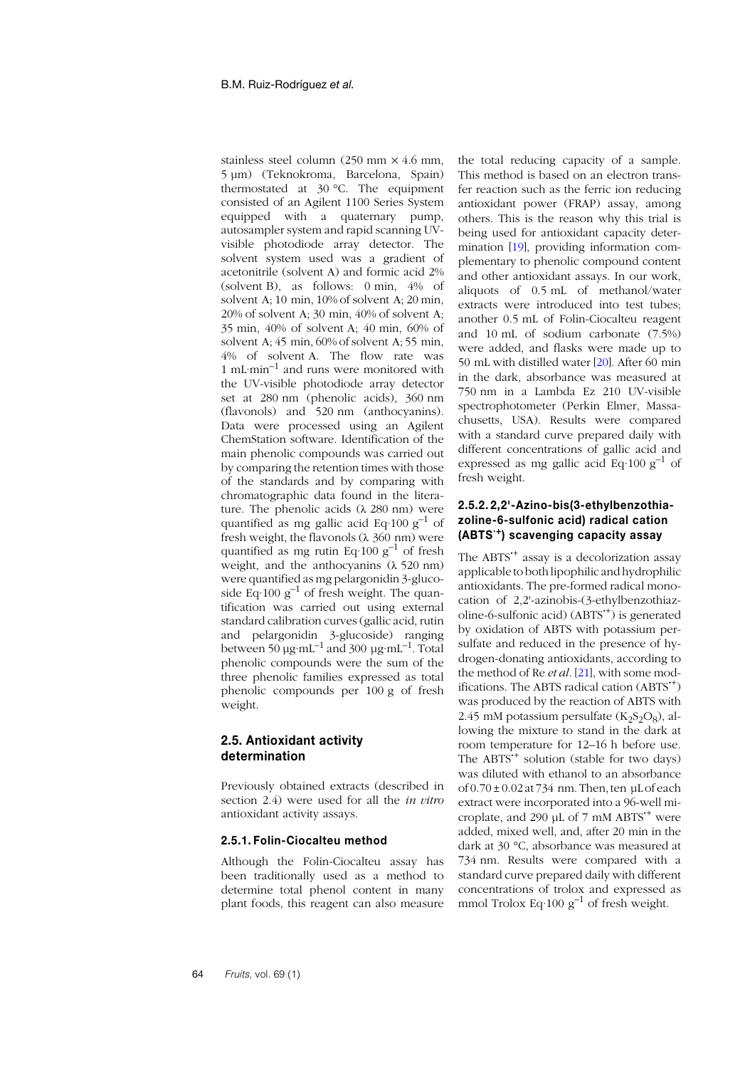stainless steel column (250 mm × 4.6 mm, 5 µm) (Teknokroma, Barcelona, Spain) thermostated at 30 °C. The equipment consisted of an Agilent 1100 Series System equipped with a quaternary pump, autosampler system and rapid scanning UV-visible photodiode array detector. The solvent system used was a gradient of acetonitrile (solvent A) and formic acid 2% (solvent B), as follows: 0 min, 4% of solvent A; 10 min, 10% of solvent A; 20 min, 20% of solvent A; 30 min, 40% of solvent A; 35 min, 40% of solvent A; 40 min, 60% of solvent A; 45 min, 60% of solvent A; 55 min, 4% of solvent A. The flow rate was 1 mL·min$^{-1}$ and runs were monitored with the UV-visible photodiode array detector set at 280 nm (phenolic acids), 360 nm (flavonols) and 520 nm (anthocyanins). Data were processed using an Agilent ChemStation software. Identification of the main phenolic compounds was carried out by comparing the retention times with those of the standards and by comparing with chromatographic data found in the literature. The phenolic acids (λ 280 nm) were quantified as mg gallic acid Eq·100 g$^{-1}$ of fresh weight, the flavonols (λ 360 nm) were quantified as mg rutin Eq·100 g$^{-1}$ of fresh weight, and the anthocyanins (λ 520 nm) were quantified as mg pelargonidin 3-glucoside Eq·100 g$^{-1}$ of fresh weight. The quantification was carried out using external standard calibration curves (gallic acid, rutin and pelargonidin 3-glucoside) ranging between 50 µg·mL$^{-1}$ and 300 µg·mL$^{-1}$. Total phenolic compounds were the sum of the three phenolic families expressed as total phenolic compounds per 100 g of fresh weight.

## 2.5. Antioxidant activity determination

Previously obtained extracts (described in section 2.4) were used for all the *in vitro* antioxidant activity assays.

### 2.5.1. Folin-Ciocalteu method

Although the Folin-Ciocalteu assay has been traditionally used as a method to determine total phenol content in many plant foods, this reagent can also measure the total reducing capacity of a sample. This method is based on an electron transfer reaction such as the ferric ion reducing antioxidant power (FRAP) assay, among others. This is the reason why this trial is being used for antioxidant capacity determination [19], providing information complementary to phenolic compound content and other antioxidant assays. In our work, aliquots of 0.5 mL of methanol/water extracts were introduced into test tubes; another 0.5 mL of Folin-Ciocalteu reagent and 10 mL of sodium carbonate (7.5%) were added, and flasks were made up to 50 mL with distilled water [20]. After 60 min in the dark, absorbance was measured at 750 nm in a Lambda Ez 210 UV-visible spectrophotometer (Perkin Elmer, Massachusetts, USA). Results were compared with a standard curve prepared daily with different concentrations of gallic acid and expressed as mg gallic acid Eq·100 g$^{-1}$ of fresh weight.

### 2.5.2. 2,2'-Azino-bis(3-ethylbenzothiazoline-6-sulfonic acid) radical cation ($ABTS^{\cdot+}$) scavenging capacity assay

The $ABTS^{\cdot+}$ assay is a decolorization assay applicable to both lipophilic and hydrophilic antioxidants. The pre-formed radical monocation of 2,2'-azinobis-(3-ethylbenzothiazoline-6-sulfonic acid) ($ABTS^{\cdot+}$) is generated by oxidation of ABTS with potassium persulfate and reduced in the presence of hydrogen-donating antioxidants, according to the method of Re *et al*. [21], with some modifications. The ABTS radical cation ($ABTS^{\cdot+}$) was produced by the reaction of ABTS with 2.45 mM potassium persulfate ($K_2S_2O_8$), allowing the mixture to stand in the dark at room temperature for 12–16 h before use. The $ABTS^{\cdot+}$ solution (stable for two days) was diluted with ethanol to an absorbance of 0.70 ± 0.02 at 734 nm. Then, ten µL of each extract were incorporated into a 96-well microplate, and 290 µL of 7 mM $ABTS^{\cdot+}$ were added, mixed well, and, after 20 min in the dark at 30 °C, absorbance was measured at 734 nm. Results were compared with a standard curve prepared daily with different concentrations of trolox and expressed as mmol Trolox Eq·100 g$^{-1}$ of fresh weight.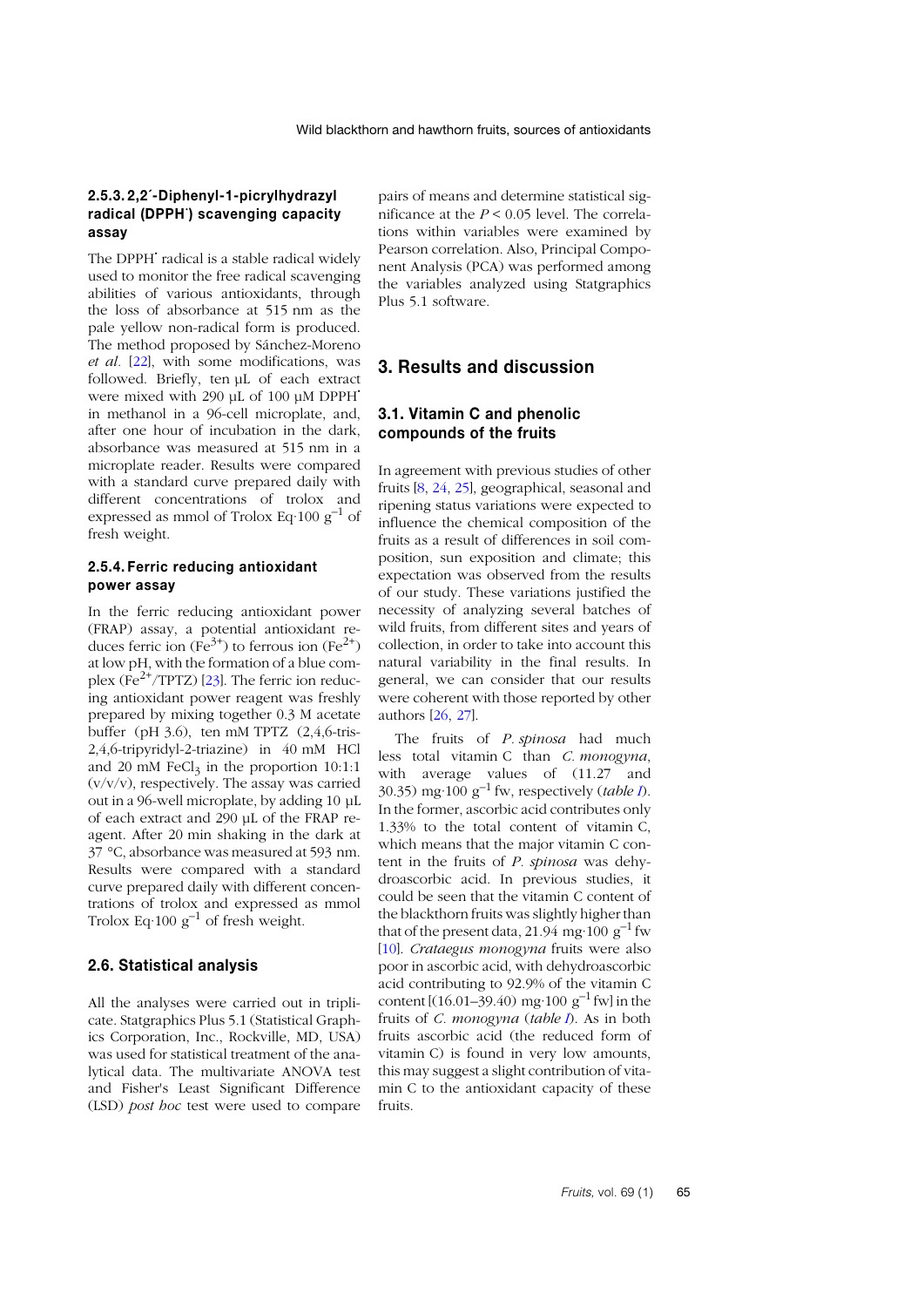#### 2.5.3. 2,2´-Diphenyl-1-picrylhydrazyl radical (DPPH˙) scavenging capacity assay

The DPPH˙ radical is a stable radical widely used to monitor the free radical scavenging abilities of various antioxidants, through the loss of absorbance at 515 nm as the pale yellow non-radical form is produced. The method proposed by Sánchez-Moreno *et al.* [22], with some modifications, was followed. Briefly, ten µL of each extract were mixed with 290 µL of 100 µM DPPH˙ in methanol in a 96-cell microplate, and, after one hour of incubation in the dark, absorbance was measured at 515 nm in a microplate reader. Results were compared with a standard curve prepared daily with different concentrations of trolox and expressed as mmol of Trolox Eq·100 $g^{-1}$ of fresh weight.

#### 2.5.4. Ferric reducing antioxidant power assay

In the ferric reducing antioxidant power (FRAP) assay, a potential antioxidant reduces ferric ion ($Fe^{3+}$) to ferrous ion ($Fe^{2+}$) at low pH, with the formation of a blue complex ($Fe^{2+}$/TPTZ) [23]. The ferric ion reducing antioxidant power reagent was freshly prepared by mixing together 0.3 M acetate buffer (pH 3.6), ten mM TPTZ (2,4,6-tris-2,4,6-tripyridyl-2-triazine) in 40 mM HCl and 20 mM $FeCl_3$ in the proportion 10:1:1 (v/v/v), respectively. The assay was carried out in a 96-well microplate, by adding 10 µL of each extract and 290 µL of the FRAP reagent. After 20 min shaking in the dark at 37 °C, absorbance was measured at 593 nm. Results were compared with a standard curve prepared daily with different concentrations of trolox and expressed as mmol Trolox Eq·100 $g^{-1}$ of fresh weight.

### 2.6. Statistical analysis

All the analyses were carried out in triplicate. Statgraphics Plus 5.1 (Statistical Graphics Corporation, Inc., Rockville, MD, USA) was used for statistical treatment of the analytical data. The multivariate ANOVA test and Fisher's Least Significant Difference (LSD) *post hoc* test were used to compare pairs of means and determine statistical significance at the $P < 0.05$ level. The correlations within variables were examined by Pearson correlation. Also, Principal Component Analysis (PCA) was performed among the variables analyzed using Statgraphics Plus 5.1 software.

## 3. Results and discussion

### 3.1. Vitamin C and phenolic compounds of the fruits

In agreement with previous studies of other fruits [8, 24, 25], geographical, seasonal and ripening status variations were expected to influence the chemical composition of the fruits as a result of differences in soil composition, sun exposition and climate; this expectation was observed from the results of our study. These variations justified the necessity of analyzing several batches of wild fruits, from different sites and years of collection, in order to take into account this natural variability in the final results. In general, we can consider that our results were coherent with those reported by other authors [26, 27].

The fruits of *P. spinosa* had much less total vitamin C than *C. monogyna*, with average values of (11.27 and 30.35) mg·100 $g^{-1}$ fw, respectively (*table I*). In the former, ascorbic acid contributes only 1.33% to the total content of vitamin C, which means that the major vitamin C content in the fruits of *P. spinosa* was dehydroascorbic acid. In previous studies, it could be seen that the vitamin C content of the blackthorn fruits was slightly higher than that of the present data, 21.94 mg·100 $g^{-1}$ fw [10]. *Crataegus monogyna* fruits were also poor in ascorbic acid, with dehydroascorbic acid contributing to 92.9% of the vitamin C content [(16.01–39.40) mg·100 $g^{-1}$ fw] in the fruits of *C. monogyna* (*table I*). As in both fruits ascorbic acid (the reduced form of vitamin C) is found in very low amounts, this may suggest a slight contribution of vitamin C to the antioxidant capacity of these fruits.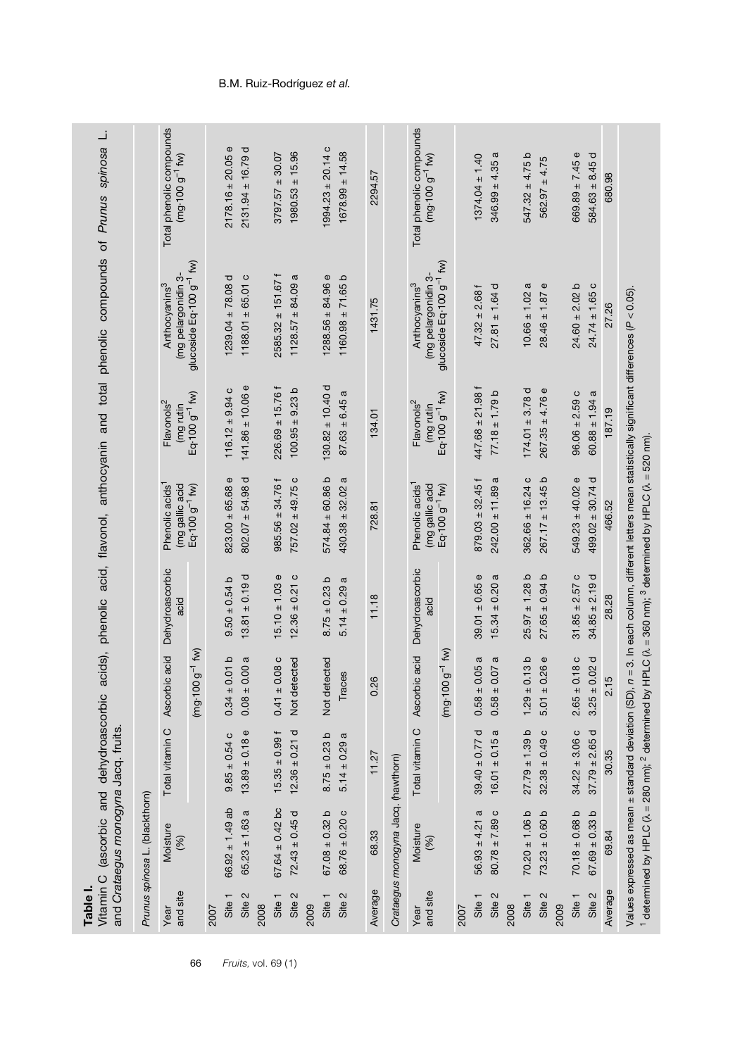**Table I.**
Vitamin C (ascorbic and dehydroascorbic acids), phenolic acid, flavonol, anthocyanin and total phenolic compounds of *Prunus spinosa* L. and *Crataegus monogyna* Jacq. fruits.

*Prunus spinosa* L. (blackthorn)

| Year and site | Moisture (%) | Total vitamin C | Ascorbic acid | Dehydroascorbic acid | Phenolic acids[1] (mg gallic acid Eq·100 g$^{-1}$ fw) | Flavonols[2] (mg rutin Eq·100 g$^{-1}$ fw) | Anthocyanins[3] (mg pelargonidin 3-glucoside Eq·100 g$^{-1}$ fw) | Total phenolic compounds (mg·100 g$^{-1}$ fw) |
|---|---|---|---|---|---|---|---|---|
| | | (mg·100 g$^{-1}$ fw) | | | | | | |
| 2007 | | | | | | | | |
| Site 1 | 66.92 ± 1.49 ab | 9.85 ± 0.54 c | 0.34 ± 0.01 b | 9.50 ± 0.54 b | 823.00 ± 65.68 e | 116.12 ± 9.94 c | 1239.04 ± 78.08 d | 2178.16 ± 20.05 e |
| Site 2 | 65.23 ± 1.63 a | 13.89 ± 0.18 e | 0.08 ± 0.00 a | 13.81 ± 0.19 d | 802.07 ± 54.98 d | 141.86 ± 10.06 e | 1188.01 ± 65.01 c | 2131.94 ± 16.79 d |
| 2008 | | | | | | | | |
| Site 1 | 67.64 ± 0.42 bc | 15.35 ± 0.99 f | 0.41 ± 0.08 c | 15.10 ± 1.03 e | 985.56 ± 34.76 f | 226.69 ± 15.76 f | 2585.32 ± 151.67 f | 3797.57 ± 30.07 |
| Site 2 | 72.43 ± 0.45 d | 12.36 ± 0.21 d | Not detected | 12.36 ± 0.21 c | 757.02 ± 49.75 c | 100.95 ± 9.23 b | 1128.57 ± 84.09 a | 1980.53 ± 15.96 |
| 2009 | | | | | | | | |
| Site 1 | 67.08 ± 0.32 b | 8.75 ± 0.23 b | Not detected | 8.75 ± 0.23 b | 574.84 ± 60.86 b | 130.82 ± 10.40 d | 1288.56 ± 84.96 e | 1994.23 ± 20.14 c |
| Site 2 | 68.76 ± 0.20 c | 5.14 ± 0.29 a | Traces | 5.14 ± 0.29 a | 430.38 ± 32.02 a | 87.63 ± 6.45 a | 1160.98 ± 71.65 b | 1678.99 ± 14.58 |
| Average | 68.33 | 11.27 | 0.26 | 11.18 | 728.81 | 134.01 | 1431.75 | 2294.57 |

*Crataegus monogyna* Jacq. (hawthorn)

| Year and site | Moisture (%) | Total vitamin C | Ascorbic acid | Dehydroascorbic acid | Phenolic acids[1] (mg gallic acid Eq·100 g$^{-1}$ fw) | Flavonols[2] (mg rutin Eq·100 g$^{-1}$ fw) | Anthocyanins[3] (mg pelargonidin 3-glucoside Eq·100 g$^{-1}$ fw) | Total phenolic compounds (mg·100 g$^{-1}$ fw) |
|---|---|---|---|---|---|---|---|---|
| | | (mg·100 g$^{-1}$ fw) | | | | | | |
| 2007 | | | | | | | | |
| Site 1 | 56.93 ± 4.21 a | 39.40 ± 0.77 d | 0.58 ± 0.05 a | 39.01 ± 0.65 e | 879.03 ± 32.45 f | 447.68 ± 21.98 f | 47.32 ± 2.68 f | 1374.04 ± 1.40 |
| Site 2 | 80.78 ± 7.89 c | 16.01 ± 0.15 a | 0.58 ± 0.07 a | 15.34 ± 0.20 a | 242.00 ± 11.89 a | 77.18 ± 1.79 b | 27.81 ± 1.64 d | 346.99 ± 4.35 a |
| 2008 | | | | | | | | |
| Site 1 | 70.20 ± 1.06 b | 27.79 ± 1.39 b | 1.29 ± 0.13 b | 25.97 ± 1.28 b | 362.66 ± 16.24 c | 174.01 ± 3.78 d | 10.66 ± 1.02 a | 547.32 ± 4.75 b |
| Site 2 | 73.23 ± 0.60 b | 32.38 ± 0.49 c | 5.01 ± 0.26 e | 27.65 ± 0.94 b | 267.17 ± 13.45 b | 267.35 ± 4.76 e | 28.46 ± 1.87 e | 562.97 ± 4.75 |
| 2009 | | | | | | | | |
| Site 1 | 70.18 ± 0.68 b | 34.22 ± 3.06 c | 2.65 ± 0.18 c | 31.85 ± 2.57 c | 549.23 ± 40.02 e | 96.06 ± 2.59 c | 24.60 ± 2.02 b | 669.89 ± 7.45 e |
| Site 2 | 67.69 ± 0.33 b | 37.79 ± 2.65 d | 3.25 ± 0.02 d | 34.85 ± 2.19 d | 499.02 ± 30.74 d | 60.88 ± 1.94 a | 24.74 ± 1.65 c | 584.63 ± 8.45 d |
| Average | 69.84 | 30.35 | 2.15 | 28.28 | 466.52 | 187.19 | 27.26 | 680.98 |

Values expressed as mean ± standard deviation (SD), $n = 3$. In each column, different letters mean statistically significant differences ($P < 0.05$).
[1] determined by HPLC ($\lambda = 280$ nm); [2] determined by HPLC ($\lambda = 360$ nm); [3] determined by HPLC ($\lambda = 520$ nm).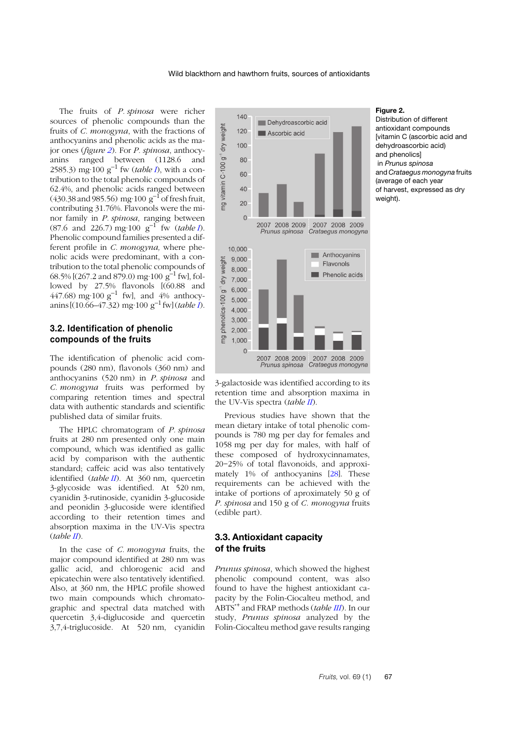The fruits of *P. spinosa* were richer sources of phenolic compounds than the fruits of *C. monogyna*, with the fractions of anthocyanins and phenolic acids as the major ones (*figure 2*). For *P. spinosa*, anthocyanins ranged between (1128.6 and 2585.3) mg·100 $g^{-1}$ fw (*table I*), with a contribution to the total phenolic compounds of 62.4%, and phenolic acids ranged between (430.38 and 985.56) mg·100 $g^{-1}$ of fresh fruit, contributing 31.76%. Flavonols were the minor family in *P. spinosa*, ranging between (87.6 and 226.7) mg·100 $g^{-1}$ fw (*table I*). Phenolic compound families presented a different profile in *C. monogyna*, where phenolic acids were predominant, with a contribution to the total phenolic compounds of 68.5% [(267.2 and 879.0) mg·100 $g^{-1}$ fw], followed by 27.5% flavonols [(60.88 and 447.68) mg·100 $g^{-1}$ fw], and 4% anthocyanins [(10.66–47.32) mg·100 $g^{-1}$ fw] (*table I*).

## 3.2. Identification of phenolic compounds of the fruits

The identification of phenolic acid compounds (280 nm), flavonols (360 nm) and anthocyanins (520 nm) in *P. spinosa* and *C. monogyna* fruits was performed by comparing retention times and spectral data with authentic standards and scientific published data of similar fruits.

The HPLC chromatogram of *P. spinosa* fruits at 280 nm presented only one main compound, which was identified as gallic acid by comparison with the authentic standard; caffeic acid was also tentatively identified (*table II*). At 360 nm, quercetin 3-glycoside was identified. At 520 nm, cyanidin 3-rutinoside, cyanidin 3-glucoside and peonidin 3-glucoside were identified according to their retention times and absorption maxima in the UV-Vis spectra (*table II*).

In the case of *C. monogyna* fruits, the major compound identified at 280 nm was gallic acid, and chlorogenic acid and epicatechin were also tentatively identified. Also, at 360 nm, the HPLC profile showed two main compounds which chromatographic and spectral data matched with quercetin 3,4-diglucoside and quercetin 3,7,4-triglucoside. At 520 nm, cyanidin 3-galactoside was identified according to its retention time and absorption maxima in the UV-Vis spectra (*table II*).

**Figure 2.**
Distribution of different antioxidant compounds [vitamin C (ascorbic acid and dehydroascorbic acid) and phenolics] in *Prunus spinosa* and *Crataegus monogyna* fruits (average of each year of harvest, expressed as dry weight).

Previous studies have shown that the mean dietary intake of total phenolic compounds is 780 mg per day for females and 1058 mg per day for males, with half of these composed of hydroxycinnamates, 20–25% of total flavonoids, and approximately 1% of anthocyanins [28]. These requirements can be achieved with the intake of portions of aproximately 50 g of *P. spinosa* and 150 g of *C. monogyna* fruits (edible part).

## 3.3. Antioxidant capacity of the fruits

*Prunus spinosa*, which showed the highest phenolic compound content, was also found to have the highest antioxidant capacity by the Folin-Ciocalteu method, and $ABTS^{•+}$ and FRAP methods (*table III*). In our study, *Prunus spinosa* analyzed by the Folin-Ciocalteu method gave results ranging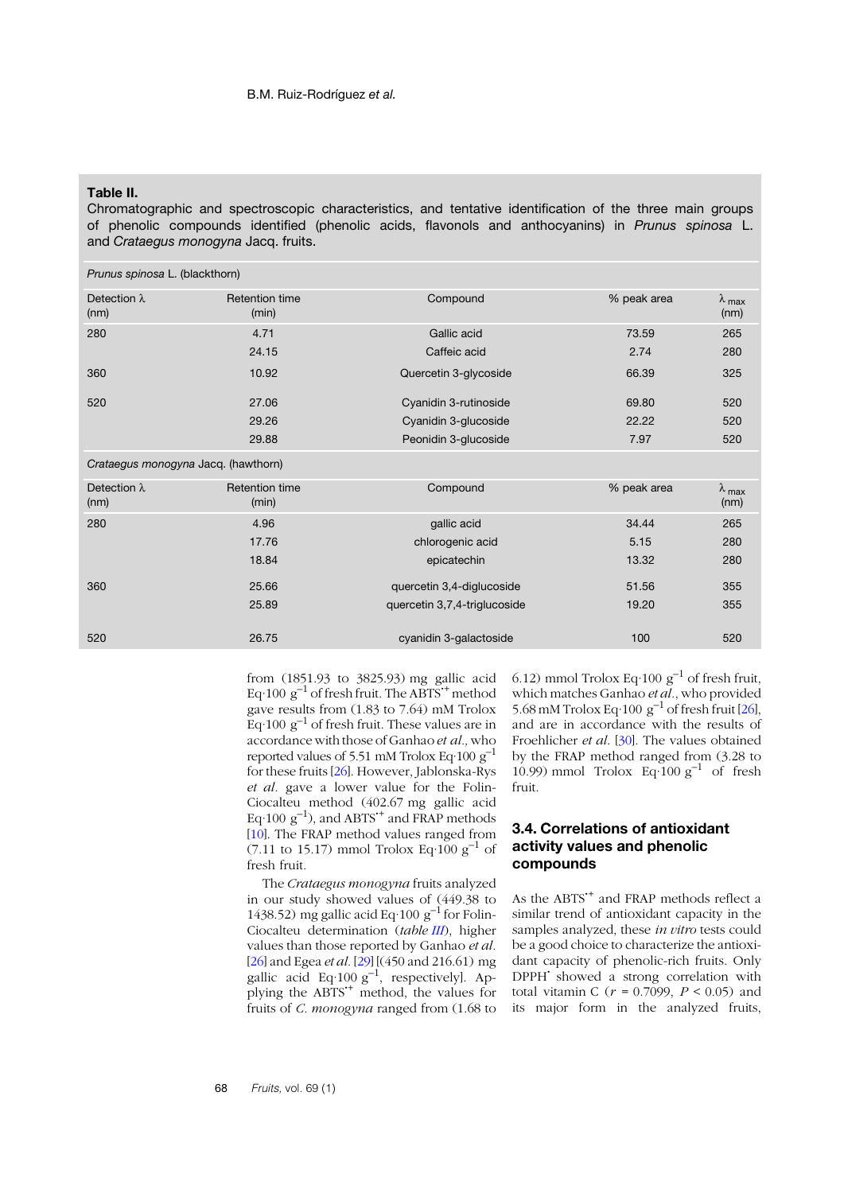**Table II.**
Chromatographic and spectroscopic characteristics, and tentative identification of the three main groups of phenolic compounds identified (phenolic acids, flavonols and anthocyanins) in *Prunus spinosa* L. and *Crataegus monogyna* Jacq. fruits.

| *Prunus spinosa* L. (blackthorn) | | | | |
|---|---|---|---|---|
| Detection λ (nm) | Retention time (min) | Compound | % peak area | $\lambda_{max}$ (nm) |
| 280 | 4.71 | Gallic acid | 73.59 | 265 |
| | 24.15 | Caffeic acid | 2.74 | 280 |
| 360 | 10.92 | Quercetin 3-glycoside | 66.39 | 325 |
| 520 | 27.06 | Cyanidin 3-rutinoside | 69.80 | 520 |
| | 29.26 | Cyanidin 3-glucoside | 22.22 | 520 |
| | 29.88 | Peonidin 3-glucoside | 7.97 | 520 |
| *Crataegus monogyna* Jacq. (hawthorn) | | | | |
| Detection λ (nm) | Retention time (min) | Compound | % peak area | $\lambda_{max}$ (nm) |
| 280 | 4.96 | gallic acid | 34.44 | 265 |
| | 17.76 | chlorogenic acid | 5.15 | 280 |
| | 18.84 | epicatechin | 13.32 | 280 |
| 360 | 25.66 | quercetin 3,4-diglucoside | 51.56 | 355 |
| | 25.89 | quercetin 3,7,4-triglucoside | 19.20 | 355 |
| 520 | 26.75 | cyanidin 3-galactoside | 100 | 520 |

from (1851.93 to 3825.93) mg gallic acid Eq·100 $g^{-1}$ of fresh fruit. The $ABTS^{\cdot+}$ method gave results from (1.83 to 7.64) mM Trolox Eq·100 $g^{-1}$ of fresh fruit. These values are in accordance with those of Ganhao *et al.*, who reported values of 5.51 mM Trolox Eq·100 $g^{-1}$ for these fruits [26]. However, Jablonska-Rys *et al.* gave a lower value for the Folin-Ciocalteu method (402.67 mg gallic acid Eq·100 $g^{-1}$), and $ABTS^{\cdot+}$ and FRAP methods [10]. The FRAP method values ranged from (7.11 to 15.17) mmol Trolox Eq·100 $g^{-1}$ of fresh fruit.

The *Crataegus monogyna* fruits analyzed in our study showed values of (449.38 to 1438.52) mg gallic acid Eq·100 $g^{-1}$ for Folin-Ciocalteu determination (*table III*), higher values than those reported by Ganhao *et al.* [26] and Egea *et al.* [29] [(450 and 216.61) mg gallic acid Eq·100 $g^{-1}$, respectively]. Applying the $ABTS^{\cdot+}$ method, the values for fruits of *C. monogyna* ranged from (1.68 to 6.12) mmol Trolox Eq·100 $g^{-1}$ of fresh fruit, which matches Ganhao *et al.*, who provided 5.68 mM Trolox Eq·100 $g^{-1}$ of fresh fruit [26], and are in accordance with the results of Froehlicher *et al.* [30]. The values obtained by the FRAP method ranged from (3.28 to 10.99) mmol Trolox Eq·100 $g^{-1}$ of fresh fruit.

### 3.4. Correlations of antioxidant activity values and phenolic compounds

As the $ABTS^{\cdot+}$ and FRAP methods reflect a similar trend of antioxidant capacity in the samples analyzed, these *in vitro* tests could be a good choice to characterize the antioxidant capacity of phenolic-rich fruits. Only $DPPH^{\cdot}$ showed a strong correlation with total vitamin C ($r = 0.7099$, $P < 0.05$) and its major form in the analyzed fruits,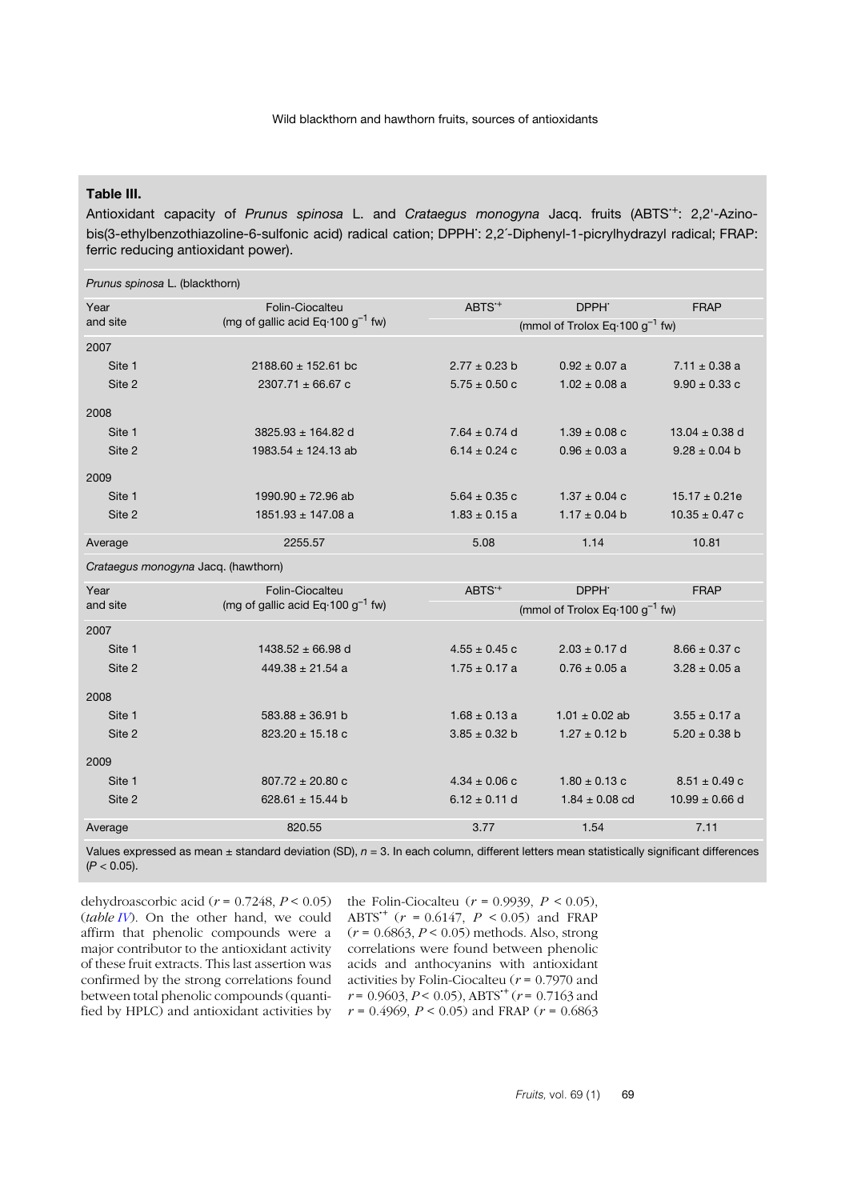**Table III.**

Antioxidant capacity of *Prunus spinosa* L. and *Crataegus monogyna* Jacq. fruits ($ABTS^{\cdot+}$: 2,2'-Azino-bis(3-ethylbenzothiazoline-6-sulfonic acid) radical cation; $DPPH^{\cdot}$: 2,2´-Diphenyl-1-picrylhydrazyl radical; FRAP: ferric reducing antioxidant power).

| *Prunus spinosa* L. (blackthorn) | | | | |
|---|---|---|---|---|
| Year and site | Folin-Ciocalteu (mg of gallic acid Eq·100 $g^{-1}$ fw) | $ABTS^{\cdot+}$ | $DPPH^{\cdot}$ | FRAP |
| | | (mmol of Trolox Eq·100 $g^{-1}$ fw) | | |
| 2007 | | | | |
| Site 1 | 2188.60 ± 152.61 bc | 2.77 ± 0.23 b | 0.92 ± 0.07 a | 7.11 ± 0.38 a |
| Site 2 | 2307.71 ± 66.67 c | 5.75 ± 0.50 c | 1.02 ± 0.08 a | 9.90 ± 0.33 c |
| 2008 | | | | |
| Site 1 | 3825.93 ± 164.82 d | 7.64 ± 0.74 d | 1.39 ± 0.08 c | 13.04 ± 0.38 d |
| Site 2 | 1983.54 ± 124.13 ab | 6.14 ± 0.24 c | 0.96 ± 0.03 a | 9.28 ± 0.04 b |
| 2009 | | | | |
| Site 1 | 1990.90 ± 72.96 ab | 5.64 ± 0.35 c | 1.37 ± 0.04 c | 15.17 ± 0.21e |
| Site 2 | 1851.93 ± 147.08 a | 1.83 ± 0.15 a | 1.17 ± 0.04 b | 10.35 ± 0.47 c |
| Average | 2255.57 | 5.08 | 1.14 | 10.81 |
| *Crataegus monogyna* Jacq. (hawthorn) | | | | |
| Year and site | Folin-Ciocalteu (mg of gallic acid Eq·100 $g^{-1}$ fw) | $ABTS^{\cdot+}$ | $DPPH^{\cdot}$ | FRAP |
| | | (mmol of Trolox Eq·100 $g^{-1}$ fw) | | |
| 2007 | | | | |
| Site 1 | 1438.52 ± 66.98 d | 4.55 ± 0.45 c | 2.03 ± 0.17 d | 8.66 ± 0.37 c |
| Site 2 | 449.38 ± 21.54 a | 1.75 ± 0.17 a | 0.76 ± 0.05 a | 3.28 ± 0.05 a |
| 2008 | | | | |
| Site 1 | 583.88 ± 36.91 b | 1.68 ± 0.13 a | 1.01 ± 0.02 ab | 3.55 ± 0.17 a |
| Site 2 | 823.20 ± 15.18 c | 3.85 ± 0.32 b | 1.27 ± 0.12 b | 5.20 ± 0.38 b |
| 2009 | | | | |
| Site 1 | 807.72 ± 20.80 c | 4.34 ± 0.06 c | 1.80 ± 0.13 c | 8.51 ± 0.49 c |
| Site 2 | 628.61 ± 15.44 b | 6.12 ± 0.11 d | 1.84 ± 0.08 cd | 10.99 ± 0.66 d |
| Average | 820.55 | 3.77 | 1.54 | 7.11 |

Values expressed as mean ± standard deviation (SD), $n = 3$. In each column, different letters mean statistically significant differences ($P < 0.05$).

dehydroascorbic acid ($r = 0.7248$, $P < 0.05$) (*table IV*). On the other hand, we could affirm that phenolic compounds were a major contributor to the antioxidant activity of these fruit extracts. This last assertion was confirmed by the strong correlations found between total phenolic compounds (quantified by HPLC) and antioxidant activities by the Folin-Ciocalteu ($r = 0.9939$, $P < 0.05$), $ABTS^{\cdot+}$ ($r = 0.6147$, $P < 0.05$) and FRAP ($r = 0.6863$, $P < 0.05$) methods. Also, strong correlations were found between phenolic acids and anthocyanins with antioxidant activities by Folin-Ciocalteu ($r = 0.7970$ and $r = 0.9603$, $P < 0.05$), $ABTS^{\cdot+}$ ($r = 0.7163$ and $r = 0.4969$, $P < 0.05$) and FRAP ($r = 0.6863$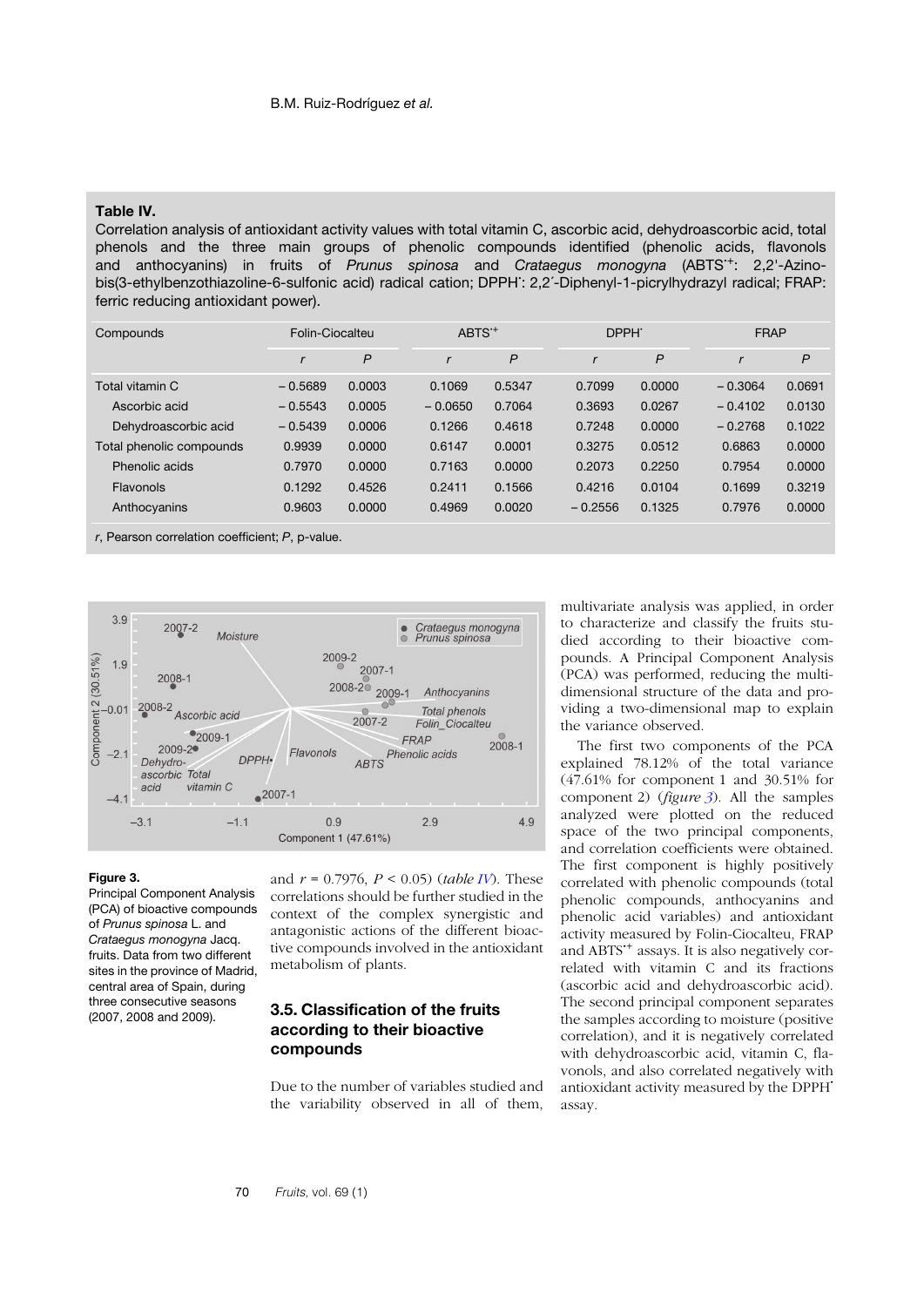**Table IV.**
Correlation analysis of antioxidant activity values with total vitamin C, ascorbic acid, dehydroascorbic acid, total phenols and the three main groups of phenolic compounds identified (phenolic acids, flavonols and anthocyanins) in fruits of *Prunus spinosa* and *Crataegus monogyna* ($ABTS^{\cdot+}$: 2,2'-Azino-bis(3-ethylbenzothiazoline-6-sulfonic acid) radical cation; $DPPH^{\cdot}$: 2,2´-Diphenyl-1-picrylhydrazyl radical; FRAP: ferric reducing antioxidant power).

| Compounds | Folin-Ciocalteu | | $ABTS^{\cdot+}$ | | $DPPH^{\cdot}$ | | FRAP | |
|---|---|---|---|---|---|---|---|---|
| | *r* | *P* | *r* | *P* | *r* | *P* | *r* | *P* |
| Total vitamin C | – 0.5689 | 0.0003 | 0.1069 | 0.5347 | 0.7099 | 0.0000 | – 0.3064 | 0.0691 |
| Ascorbic acid | – 0.5543 | 0.0005 | – 0.0650 | 0.7064 | 0.3693 | 0.0267 | – 0.4102 | 0.0130 |
| Dehydroascorbic acid | – 0.5439 | 0.0006 | 0.1266 | 0.4618 | 0.7248 | 0.0000 | – 0.2768 | 0.1022 |
| Total phenolic compounds | 0.9939 | 0.0000 | 0.6147 | 0.0001 | 0.3275 | 0.0512 | 0.6863 | 0.0000 |
| Phenolic acids | 0.7970 | 0.0000 | 0.7163 | 0.0000 | 0.2073 | 0.2250 | 0.7954 | 0.0000 |
| Flavonols | 0.1292 | 0.4526 | 0.2411 | 0.1566 | 0.4216 | 0.0104 | 0.1699 | 0.3219 |
| Anthocyanins | 0.9603 | 0.0000 | 0.4969 | 0.0020 | – 0.2556 | 0.1325 | 0.7976 | 0.0000 |

*r*, Pearson correlation coefficient; *P*, p-value.

**Figure 3.**
Principal Component Analysis (PCA) of bioactive compounds of *Prunus spinosa* L. and *Crataegus monogyna* Jacq. fruits. Data from two different sites in the province of Madrid, central area of Spain, during three consecutive seasons (2007, 2008 and 2009).

and $r = 0.7976$, $P < 0.05$) (*table IV*). These correlations should be further studied in the context of the complex synergistic and antagonistic actions of the different bioactive compounds involved in the antioxidant metabolism of plants.

### 3.5. Classification of the fruits according to their bioactive compounds

Due to the number of variables studied and the variability observed in all of them, multivariate analysis was applied, in order to characterize and classify the fruits studied according to their bioactive compounds. A Principal Component Analysis (PCA) was performed, reducing the multidimensional structure of the data and providing a two-dimensional map to explain the variance observed.

The first two components of the PCA explained 78.12% of the total variance (47.61% for component 1 and 30.51% for component 2) (*figure 3*). All the samples analyzed were plotted on the reduced space of the two principal components, and correlation coefficients were obtained. The first component is highly positively correlated with phenolic compounds (total phenolic compounds, anthocyanins and phenolic acid variables) and antioxidant activity measured by Folin-Ciocalteu, FRAP and $ABTS^{\cdot+}$ assays. It is also negatively correlated with vitamin C and its fractions (ascorbic acid and dehydroascorbic acid). The second principal component separates the samples according to moisture (positive correlation), and it is negatively correlated with dehydroascorbic acid, vitamin C, flavonols, and also correlated negatively with antioxidant activity measured by the $DPPH^{\cdot}$ assay.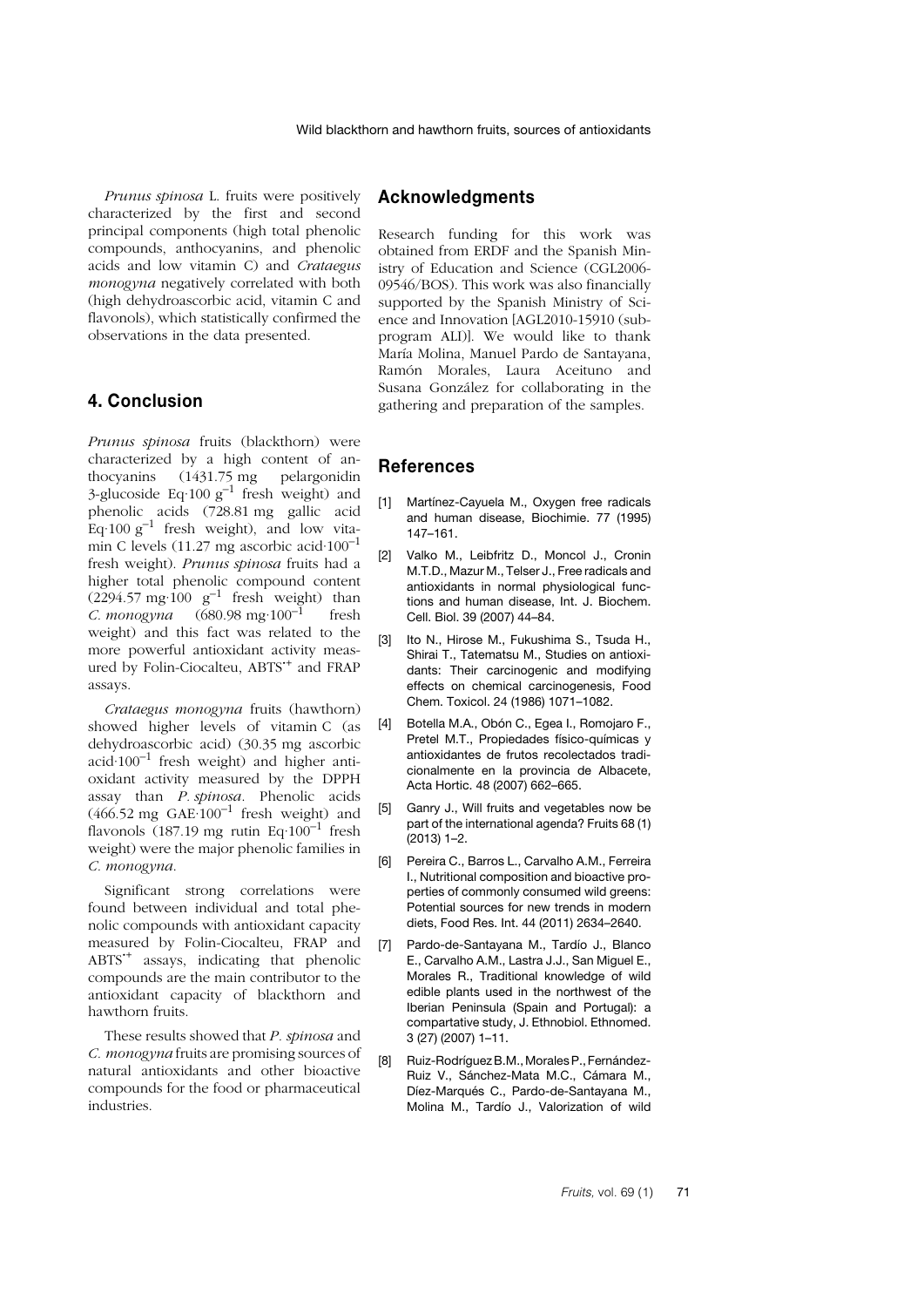*Prunus spinosa* L. fruits were positively characterized by the first and second principal components (high total phenolic compounds, anthocyanins, and phenolic acids and low vitamin C) and *Crataegus monogyna* negatively correlated with both (high dehydroascorbic acid, vitamin C and flavonols), which statistically confirmed the observations in the data presented.

## 4. Conclusion

*Prunus spinosa* fruits (blackthorn) were characterized by a high content of anthocyanins (1431.75 mg pelargonidin 3-glucoside Eq·100 $g^{-1}$ fresh weight) and phenolic acids (728.81 mg gallic acid Eq·100 $g^{-1}$ fresh weight), and low vitamin C levels (11.27 mg ascorbic acid·$100^{-1}$ fresh weight). *Prunus spinosa* fruits had a higher total phenolic compound content (2294.57 mg·100 $g^{-1}$ fresh weight) than *C. monogyna* (680.98 mg·$100^{-1}$ fresh weight) and this fact was related to the more powerful antioxidant activity measured by Folin-Ciocalteu, $ABTS^{\cdot+}$ and FRAP assays.

*Crataegus monogyna* fruits (hawthorn) showed higher levels of vitamin C (as dehydroascorbic acid) (30.35 mg ascorbic acid·$100^{-1}$ fresh weight) and higher antioxidant activity measured by the DPPH assay than *P. spinosa*. Phenolic acids (466.52 mg GAE·$100^{-1}$ fresh weight) and flavonols (187.19 mg rutin Eq·$100^{-1}$ fresh weight) were the major phenolic families in *C. monogyna*.

Significant strong correlations were found between individual and total phenolic compounds with antioxidant capacity measured by Folin-Ciocalteu, FRAP and $ABTS^{\cdot+}$ assays, indicating that phenolic compounds are the main contributor to the antioxidant capacity of blackthorn and hawthorn fruits.

These results showed that *P. spinosa* and *C. monogyna* fruits are promising sources of natural antioxidants and other bioactive compounds for the food or pharmaceutical industries.

## Acknowledgments

Research funding for this work was obtained from ERDF and the Spanish Ministry of Education and Science (CGL2006-09546/BOS). This work was also financially supported by the Spanish Ministry of Science and Innovation [AGL2010-15910 (subprogram ALI)]. We would like to thank María Molina, Manuel Pardo de Santayana, Ramón Morales, Laura Aceituno and Susana González for collaborating in the gathering and preparation of the samples.

## References

[1] Martínez-Cayuela M., Oxygen free radicals and human disease, Biochimie. 77 (1995) 147–161.

[2] Valko M., Leibfritz D., Moncol J., Cronin M.T.D., Mazur M., Telser J., Free radicals and antioxidants in normal physiological functions and human disease, Int. J. Biochem. Cell. Biol. 39 (2007) 44–84.

[3] Ito N., Hirose M., Fukushima S., Tsuda H., Shirai T., Tatematsu M., Studies on antioxidants: Their carcinogenic and modifying effects on chemical carcinogenesis, Food Chem. Toxicol. 24 (1986) 1071–1082.

[4] Botella M.A., Obón C., Egea I., Romojaro F., Pretel M.T., Propiedades físico-químicas y antioxidantes de frutos recolectados tradicionalmente en la provincia de Albacete, Acta Hortic. 48 (2007) 662–665.

[5] Ganry J., Will fruits and vegetables now be part of the international agenda? Fruits 68 (1) (2013) 1–2.

[6] Pereira C., Barros L., Carvalho A.M., Ferreira I., Nutritional composition and bioactive properties of commonly consumed wild greens: Potential sources for new trends in modern diets, Food Res. Int. 44 (2011) 2634–2640.

[7] Pardo-de-Santayana M., Tardío J., Blanco E., Carvalho A.M., Lastra J.J., San Miguel E., Morales R., Traditional knowledge of wild edible plants used in the northwest of the Iberian Peninsula (Spain and Portugal): a compartative study, J. Ethnobiol. Ethnomed. 3 (27) (2007) 1–11.

[8] Ruiz-Rodríguez B.M., Morales P., Fernández-Ruiz V., Sánchez-Mata M.C., Cámara M., Díez-Marqués C., Pardo-de-Santayana M., Molina M., Tardío J., Valorization of wild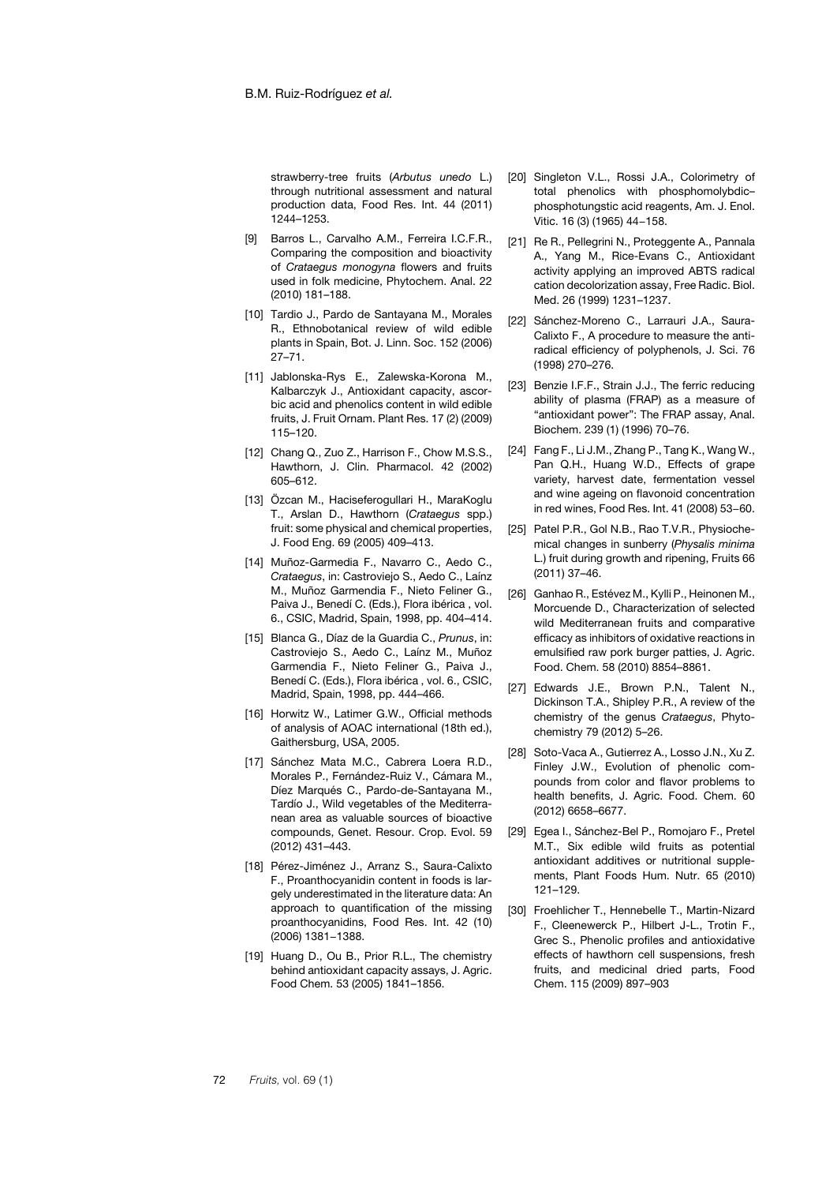strawberry-tree fruits (*Arbutus unedo* L.) through nutritional assessment and natural production data, Food Res. Int. 44 (2011) 1244–1253.

[9] Barros L., Carvalho A.M., Ferreira I.C.F.R., Comparing the composition and bioactivity of *Crataegus monogyna* flowers and fruits used in folk medicine, Phytochem. Anal. 22 (2010) 181–188.

[10] Tardio J., Pardo de Santayana M., Morales R., Ethnobotanical review of wild edible plants in Spain, Bot. J. Linn. Soc. 152 (2006) 27–71.

[11] Jablonska-Rys E., Zalewska-Korona M., Kalbarczyk J., Antioxidant capacity, ascorbic acid and phenolics content in wild edible fruits, J. Fruit Ornam. Plant Res. 17 (2) (2009) 115–120.

[12] Chang Q., Zuo Z., Harrison F., Chow M.S.S., Hawthorn, J. Clin. Pharmacol. 42 (2002) 605–612.

[13] Özcan M., Haciseferogullari H., MaraKoglu T., Arslan D., Hawthorn (*Crataegus* spp.) fruit: some physical and chemical properties, J. Food Eng. 69 (2005) 409–413.

[14] Muñoz-Garmedia F., Navarro C., Aedo C., *Crataegus*, in: Castroviejo S., Aedo C., Laínz M., Muñoz Garmendia F., Nieto Feliner G., Paiva J., Benedí C. (Eds.), Flora ibérica , vol. 6., CSIC, Madrid, Spain, 1998, pp. 404–414.

[15] Blanca G., Díaz de la Guardia C., *Prunus*, in: Castroviejo S., Aedo C., Laínz M., Muñoz Garmendia F., Nieto Feliner G., Paiva J., Benedí C. (Eds.), Flora ibérica , vol. 6., CSIC, Madrid, Spain, 1998, pp. 444–466.

[16] Horwitz W., Latimer G.W., Official methods of analysis of AOAC international (18th ed.), Gaithersburg, USA, 2005.

[17] Sánchez Mata M.C., Cabrera Loera R.D., Morales P., Fernández-Ruiz V., Cámara M., Díez Marqués C., Pardo-de-Santayana M., Tardío J., Wild vegetables of the Mediterranean area as valuable sources of bioactive compounds, Genet. Resour. Crop. Evol. 59 (2012) 431–443.

[18] Pérez-Jiménez J., Arranz S., Saura-Calixto F., Proanthocyanidin content in foods is largely underestimated in the literature data: An approach to quantification of the missing proanthocyanidins, Food Res. Int. 42 (10) (2006) 1381–1388.

[19] Huang D., Ou B., Prior R.L., The chemistry behind antioxidant capacity assays, J. Agric. Food Chem. 53 (2005) 1841–1856.

[20] Singleton V.L., Rossi J.A., Colorimetry of total phenolics with phosphomolybdic–phosphotungstic acid reagents, Am. J. Enol. Vitic. 16 (3) (1965) 44–158.

[21] Re R., Pellegrini N., Proteggente A., Pannala A., Yang M., Rice-Evans C., Antioxidant activity applying an improved ABTS radical cation decolorization assay, Free Radic. Biol. Med. 26 (1999) 1231–1237.

[22] Sánchez-Moreno C., Larrauri J.A., Saura-Calixto F., A procedure to measure the antiradical efficiency of polyphenols, J. Sci. 76 (1998) 270–276.

[23] Benzie I.F.F., Strain J.J., The ferric reducing ability of plasma (FRAP) as a measure of "antioxidant power": The FRAP assay, Anal. Biochem. 239 (1) (1996) 70–76.

[24] Fang F., Li J.M., Zhang P., Tang K., Wang W., Pan Q.H., Huang W.D., Effects of grape variety, harvest date, fermentation vessel and wine ageing on flavonoid concentration in red wines, Food Res. Int. 41 (2008) 53–60.

[25] Patel P.R., Gol N.B., Rao T.V.R., Physiochemical changes in sunberry (*Physalis minima* L.) fruit during growth and ripening, Fruits 66 (2011) 37–46.

[26] Ganhao R., Estévez M., Kylli P., Heinonen M., Morcuende D., Characterization of selected wild Mediterranean fruits and comparative efficacy as inhibitors of oxidative reactions in emulsified raw pork burger patties, J. Agric. Food. Chem. 58 (2010) 8854–8861.

[27] Edwards J.E., Brown P.N., Talent N., Dickinson T.A., Shipley P.R., A review of the chemistry of the genus *Crataegus*, Phytochemistry 79 (2012) 5–26.

[28] Soto-Vaca A., Gutierrez A., Losso J.N., Xu Z. Finley J.W., Evolution of phenolic compounds from color and flavor problems to health benefits, J. Agric. Food. Chem. 60 (2012) 6658–6677.

[29] Egea I., Sánchez-Bel P., Romojaro F., Pretel M.T., Six edible wild fruits as potential antioxidant additives or nutritional supplements, Plant Foods Hum. Nutr. 65 (2010) 121–129.

[30] Froehlicher T., Hennebelle T., Martin-Nizard F., Cleenewerck P., Hilbert J-L., Trotin F., Grec S., Phenolic profiles and antioxidative effects of hawthorn cell suspensions, fresh fruits, and medicinal dried parts, Food Chem. 115 (2009) 897–903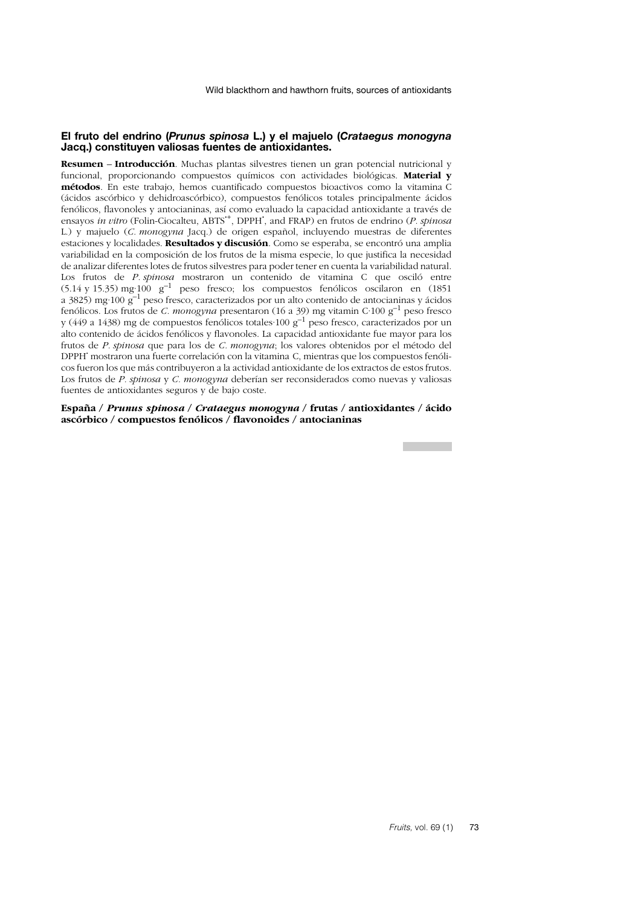## El fruto del endrino (*Prunus spinosa* L.) y el majuelo (*Crataegus monogyna* Jacq.) constituyen valiosas fuentes de antioxidantes.

**Resumen** – **Introducción**. Muchas plantas silvestres tienen un gran potencial nutricional y funcional, proporcionando compuestos químicos con actividades biológicas. **Material y métodos**. En este trabajo, hemos cuantificado compuestos bioactivos como la vitamina C (ácidos ascórbico y dehidroascórbico), compuestos fenólicos totales principalmente ácidos fenólicos, flavonoles y antocianinas, así como evaluado la capacidad antioxidante a través de ensayos *in vitro* (Folin-Ciocalteu, $ABTS^{\cdot +}$, $DPPH^{\cdot}$, and FRAP) en frutos de endrino (*P. spinosa* L.) y majuelo (*C. monogyna* Jacq.) de origen español, incluyendo muestras de diferentes estaciones y localidades. **Resultados y discusión**. Como se esperaba, se encontró una amplia variabilidad en la composición de los frutos de la misma especie, lo que justifica la necesidad de analizar diferentes lotes de frutos silvestres para poder tener en cuenta la variabilidad natural. Los frutos de *P. spinosa* mostraron un contenido de vitamina C que osciló entre (5.14 y 15.35) mg·100 $g^{-1}$ peso fresco; los compuestos fenólicos oscilaron en (1851 a 3825) mg·100 $g^{-1}$ peso fresco, caracterizados por un alto contenido de antocianinas y ácidos fenólicos. Los frutos de *C. monogyna* presentaron (16 a 39) mg vitamin C·100 $g^{-1}$ peso fresco y (449 a 1438) mg de compuestos fenólicos totales·100 $g^{-1}$ peso fresco, caracterizados por un alto contenido de ácidos fenólicos y flavonoles. La capacidad antioxidante fue mayor para los frutos de *P. spinosa* que para los de *C. monogyna*; los valores obtenidos por el método del $DPPH^{\cdot}$ mostraron una fuerte correlación con la vitamina C, mientras que los compuestos fenólicos fueron los que más contribuyeron a la actividad antioxidante de los extractos de estos frutos. Los frutos de *P. spinosa* y *C. monogyna* deberían ser reconsiderados como nuevas y valiosas fuentes de antioxidantes seguros y de bajo coste.

**España / *Prunus spinosa* / *Crataegus monogyna* / frutas / antioxidantes / ácido ascórbico / compuestos fenólicos / flavonoides / antocianinas**